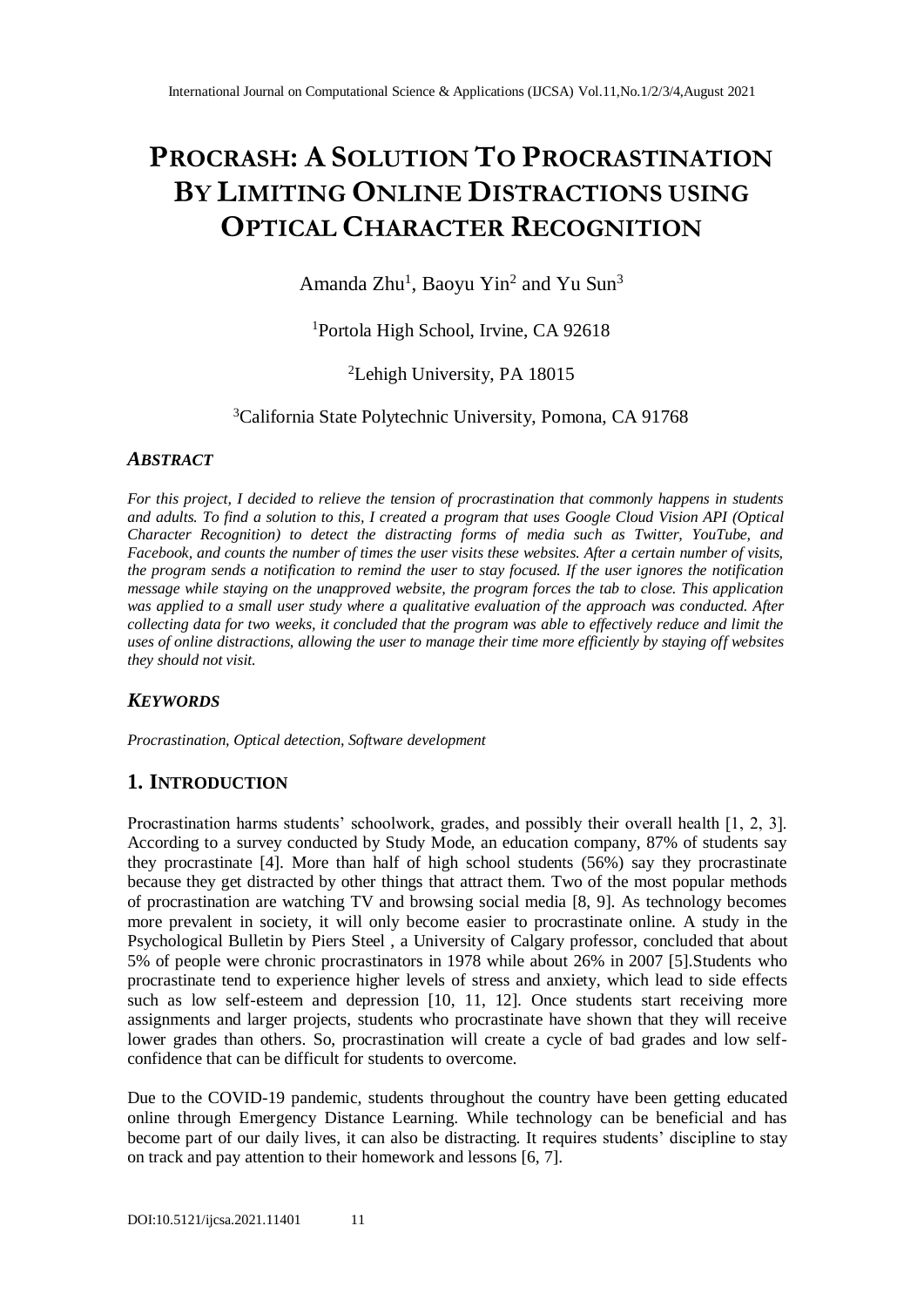# PROCRASH: A SOLUTION TO PROCRASTINATION BY LIMITING ONLINE DISTRACTIONS USING OPTICAL CHARACTER RECOGNITION

Amanda Zhu[1], Baoyu Yin[2] and Yu Sun[3]

[1]Portola High School, Irvine, CA 92618

[2]Lehigh University, PA 18015

[3]California State Polytechnic University, Pomona, CA 91768

### *ABSTRACT*

*For this project, I decided to relieve the tension of procrastination that commonly happens in students and adults. To find a solution to this, I created a program that uses Google Cloud Vision API (Optical Character Recognition) to detect the distracting forms of media such as Twitter, YouTube, and Facebook, and counts the number of times the user visits these websites. After a certain number of visits, the program sends a notification to remind the user to stay focused. If the user ignores the notification message while staying on the unapproved website, the program forces the tab to close. This application was applied to a small user study where a qualitative evaluation of the approach was conducted. After collecting data for two weeks, it concluded that the program was able to effectively reduce and limit the uses of online distractions, allowing the user to manage their time more efficiently by staying off websites they should not visit.*

### *KEYWORDS*

*Procrastination, Optical detection, Software development*

## 1. INTRODUCTION

Procrastination harms students' schoolwork, grades, and possibly their overall health [1, 2, 3]. According to a survey conducted by Study Mode, an education company, 87% of students say they procrastinate [4]. More than half of high school students (56%) say they procrastinate because they get distracted by other things that attract them. Two of the most popular methods of procrastination are watching TV and browsing social media [8, 9]. As technology becomes more prevalent in society, it will only become easier to procrastinate online. A study in the Psychological Bulletin by Piers Steel , a University of Calgary professor, concluded that about 5% of people were chronic procrastinators in 1978 while about 26% in 2007 [5].Students who procrastinate tend to experience higher levels of stress and anxiety, which lead to side effects such as low self-esteem and depression [10, 11, 12]. Once students start receiving more assignments and larger projects, students who procrastinate have shown that they will receive lower grades than others. So, procrastination will create a cycle of bad grades and low self-confidence that can be difficult for students to overcome.

Due to the COVID-19 pandemic, students throughout the country have been getting educated online through Emergency Distance Learning. While technology can be beneficial and has become part of our daily lives, it can also be distracting. It requires students' discipline to stay on track and pay attention to their homework and lessons [6, 7].

DOI:10.5121/ijcsa.2021.11401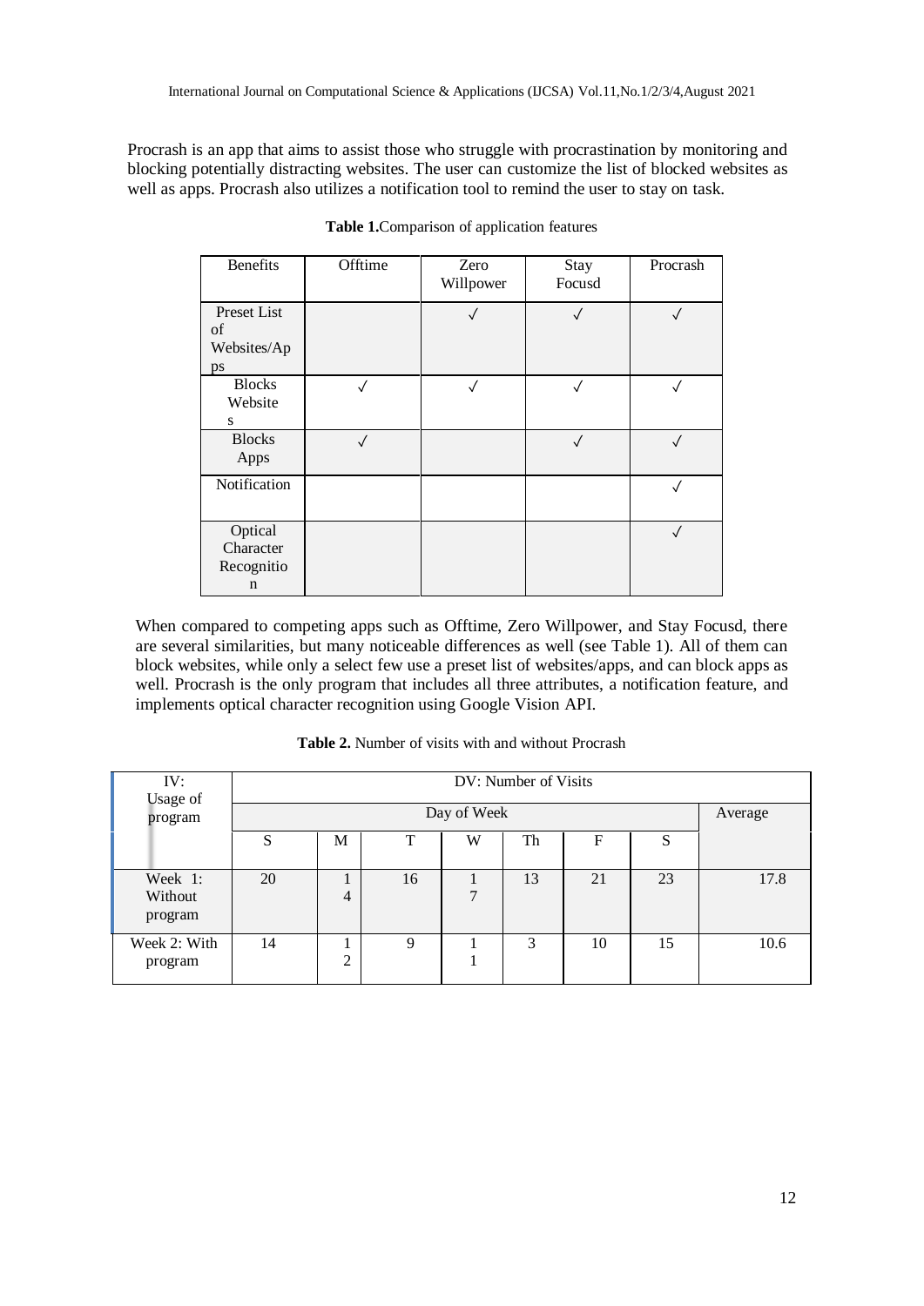Procrash is an app that aims to assist those who struggle with procrastination by monitoring and blocking potentially distracting websites. The user can customize the list of blocked websites as well as apps. Procrash also utilizes a notification tool to remind the user to stay on task.

**Table 1.** Comparison of application features

| Benefits | Offtime | Zero Willpower | Stay Focusd | Procrash |
|---|---|---|---|---|
| Preset List of Websites/Apps | | ✓ | ✓ | ✓ |
| Blocks Websites | ✓ | ✓ | ✓ | ✓ |
| Blocks Apps | ✓ | | ✓ | ✓ |
| Notification | | | | ✓ |
| Optical Character Recognition | | | | ✓ |

When compared to competing apps such as Offtime, Zero Willpower, and Stay Focusd, there are several similarities, but many noticeable differences as well (see Table 1). All of them can block websites, while only a select few use a preset list of websites/apps, and can block apps as well. Procrash is the only program that includes all three attributes, a notification feature, and implements optical character recognition using Google Vision API.

**Table 2.** Number of visits with and without Procrash

| IV: Usage of program | DV: Number of Visits | | | | | | | |
|---|---|---|---|---|---|---|---|---|
| | Day of Week | | | | | | | Average |
| | S | M | T | W | Th | F | S | |
| Week 1: Without program | 20 | 14 | 16 | 17 | 13 | 21 | 23 | 17.8 |
| Week 2: With program | 14 | 12 | 9 | 11 | 3 | 10 | 15 | 10.6 |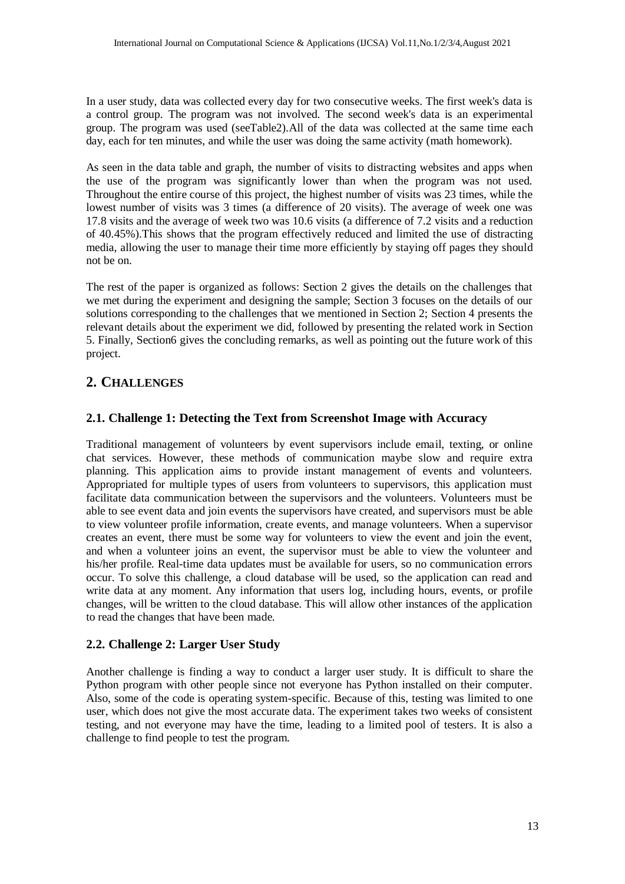In a user study, data was collected every day for two consecutive weeks. The first week's data is a control group. The program was not involved. The second week's data is an experimental group. The program was used (seeTable2).All of the data was collected at the same time each day, each for ten minutes, and while the user was doing the same activity (math homework).

As seen in the data table and graph, the number of visits to distracting websites and apps when the use of the program was significantly lower than when the program was not used. Throughout the entire course of this project, the highest number of visits was 23 times, while the lowest number of visits was 3 times (a difference of 20 visits). The average of week one was 17.8 visits and the average of week two was 10.6 visits (a difference of 7.2 visits and a reduction of 40.45%).This shows that the program effectively reduced and limited the use of distracting media, allowing the user to manage their time more efficiently by staying off pages they should not be on.

The rest of the paper is organized as follows: Section 2 gives the details on the challenges that we met during the experiment and designing the sample; Section 3 focuses on the details of our solutions corresponding to the challenges that we mentioned in Section 2; Section 4 presents the relevant details about the experiment we did, followed by presenting the related work in Section 5. Finally, Section6 gives the concluding remarks, as well as pointing out the future work of this project.

## 2. Challenges

### 2.1. Challenge 1: Detecting the Text from Screenshot Image with Accuracy

Traditional management of volunteers by event supervisors include email, texting, or online chat services. However, these methods of communication maybe slow and require extra planning. This application aims to provide instant management of events and volunteers. Appropriated for multiple types of users from volunteers to supervisors, this application must facilitate data communication between the supervisors and the volunteers. Volunteers must be able to see event data and join events the supervisors have created, and supervisors must be able to view volunteer profile information, create events, and manage volunteers. When a supervisor creates an event, there must be some way for volunteers to view the event and join the event, and when a volunteer joins an event, the supervisor must be able to view the volunteer and his/her profile. Real-time data updates must be available for users, so no communication errors occur. To solve this challenge, a cloud database will be used, so the application can read and write data at any moment. Any information that users log, including hours, events, or profile changes, will be written to the cloud database. This will allow other instances of the application to read the changes that have been made.

### 2.2. Challenge 2: Larger User Study

Another challenge is finding a way to conduct a larger user study. It is difficult to share the Python program with other people since not everyone has Python installed on their computer. Also, some of the code is operating system-specific. Because of this, testing was limited to one user, which does not give the most accurate data. The experiment takes two weeks of consistent testing, and not everyone may have the time, leading to a limited pool of testers. It is also a challenge to find people to test the program.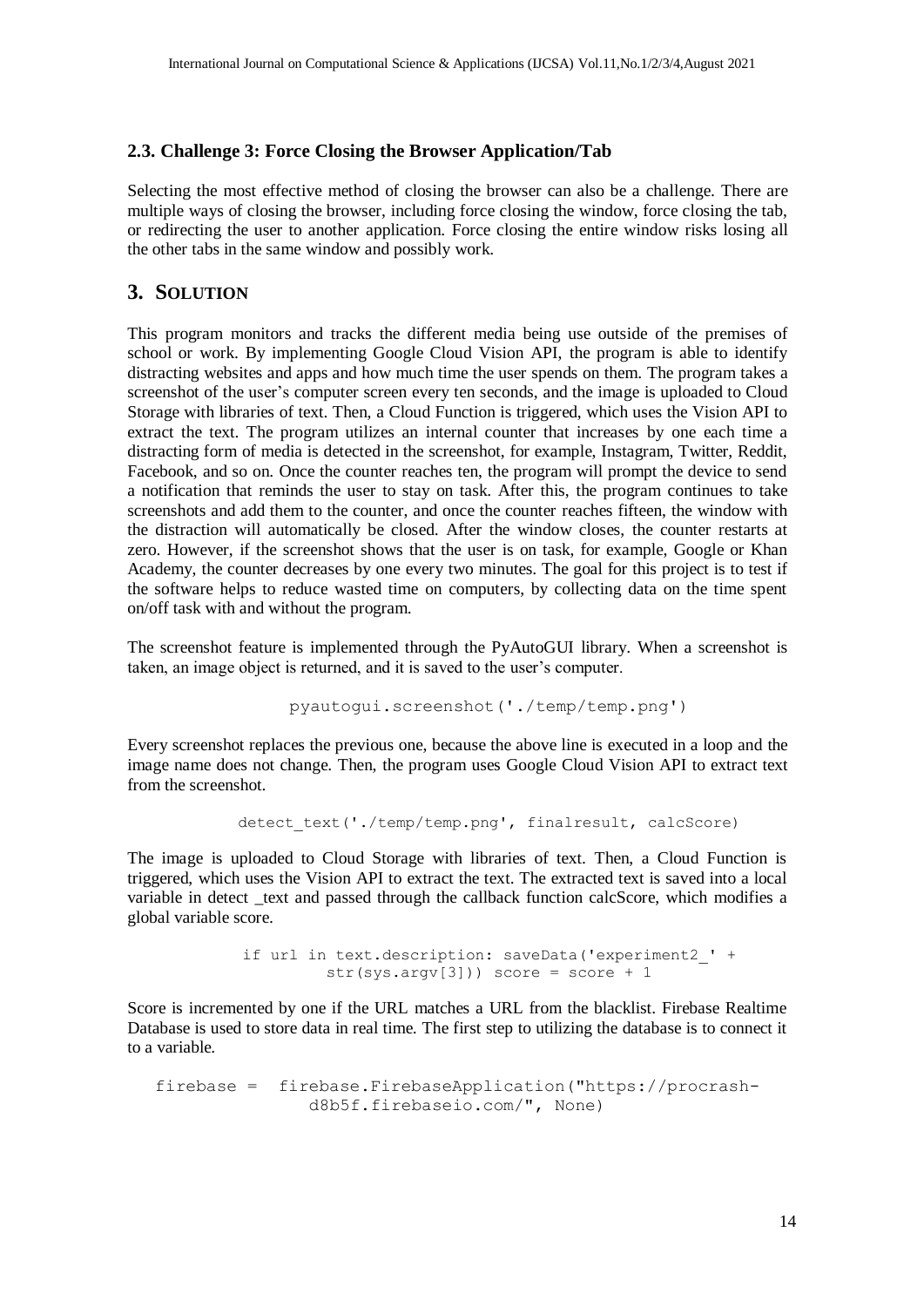### 2.3. Challenge 3: Force Closing the Browser Application/Tab

Selecting the most effective method of closing the browser can also be a challenge. There are multiple ways of closing the browser, including force closing the window, force closing the tab, or redirecting the user to another application. Force closing the entire window risks losing all the other tabs in the same window and possibly work.

## 3. SOLUTION

This program monitors and tracks the different media being use outside of the premises of school or work. By implementing Google Cloud Vision API, the program is able to identify distracting websites and apps and how much time the user spends on them. The program takes a screenshot of the user's computer screen every ten seconds, and the image is uploaded to Cloud Storage with libraries of text. Then, a Cloud Function is triggered, which uses the Vision API to extract the text. The program utilizes an internal counter that increases by one each time a distracting form of media is detected in the screenshot, for example, Instagram, Twitter, Reddit, Facebook, and so on. Once the counter reaches ten, the program will prompt the device to send a notification that reminds the user to stay on task. After this, the program continues to take screenshots and add them to the counter, and once the counter reaches fifteen, the window with the distraction will automatically be closed. After the window closes, the counter restarts at zero. However, if the screenshot shows that the user is on task, for example, Google or Khan Academy, the counter decreases by one every two minutes. The goal for this project is to test if the software helps to reduce wasted time on computers, by collecting data on the time spent on/off task with and without the program.

The screenshot feature is implemented through the PyAutoGUI library. When a screenshot is taken, an image object is returned, and it is saved to the user's computer.

```
pyautogui.screenshot('./temp/temp.png')
```

Every screenshot replaces the previous one, because the above line is executed in a loop and the image name does not change. Then, the program uses Google Cloud Vision API to extract text from the screenshot.

```
detect_text('./temp/temp.png', finalresult, calcScore)
```

The image is uploaded to Cloud Storage with libraries of text. Then, a Cloud Function is triggered, which uses the Vision API to extract the text. The extracted text is saved into a local variable in detect _text and passed through the callback function calcScore, which modifies a global variable score.

```
if url in text.description: saveData('experiment2_' +
        str(sys.argv[3])) score = score + 1
```

Score is incremented by one if the URL matches a URL from the blacklist. Firebase Realtime Database is used to store data in real time. The first step to utilizing the database is to connect it to a variable.

```
firebase =  firebase.FirebaseApplication("https://procrash-
             d8b5f.firebaseio.com/", None)
```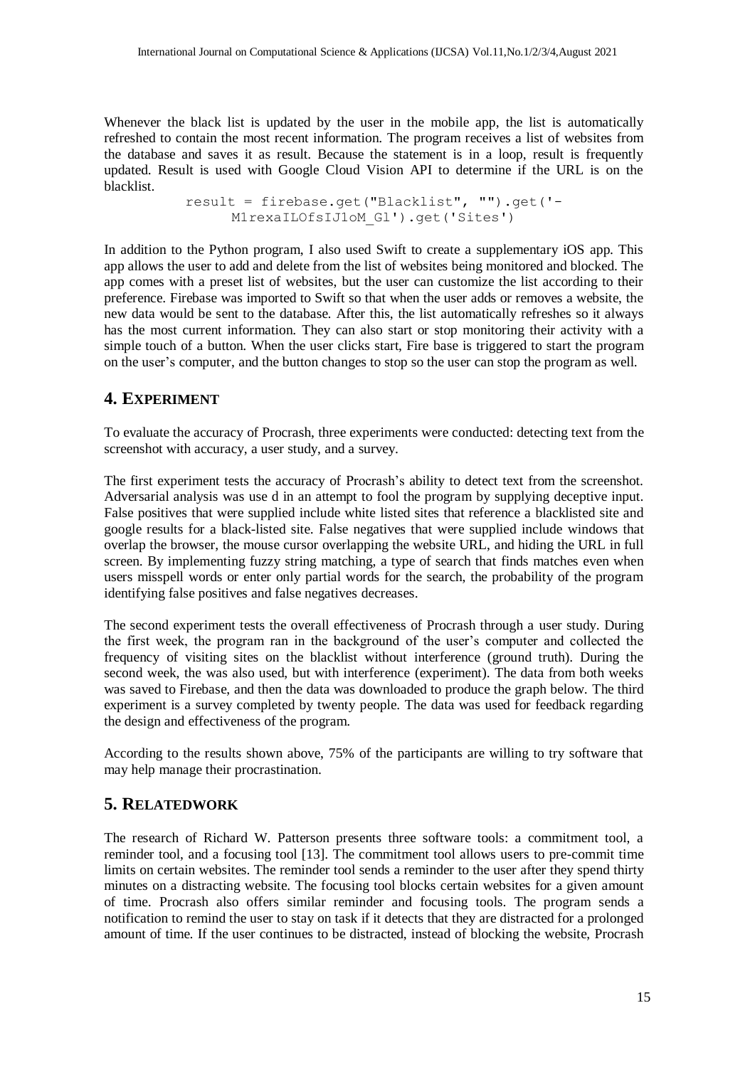Whenever the black list is updated by the user in the mobile app, the list is automatically refreshed to contain the most recent information. The program receives a list of websites from the database and saves it as result. Because the statement is in a loop, result is frequently updated. Result is used with Google Cloud Vision API to determine if the URL is on the blacklist.

```
result = firebase.get("Blacklist", "").get('-
     M1rexaILOfsIJ1oM_Gl').get('Sites')
```

In addition to the Python program, I also used Swift to create a supplementary iOS app. This app allows the user to add and delete from the list of websites being monitored and blocked. The app comes with a preset list of websites, but the user can customize the list according to their preference. Firebase was imported to Swift so that when the user adds or removes a website, the new data would be sent to the database. After this, the list automatically refreshes so it always has the most current information. They can also start or stop monitoring their activity with a simple touch of a button. When the user clicks start, Fire base is triggered to start the program on the user's computer, and the button changes to stop so the user can stop the program as well.

## 4. EXPERIMENT

To evaluate the accuracy of Procrash, three experiments were conducted: detecting text from the screenshot with accuracy, a user study, and a survey.

The first experiment tests the accuracy of Procrash's ability to detect text from the screenshot. Adversarial analysis was use d in an attempt to fool the program by supplying deceptive input. False positives that were supplied include white listed sites that reference a blacklisted site and google results for a black-listed site. False negatives that were supplied include windows that overlap the browser, the mouse cursor overlapping the website URL, and hiding the URL in full screen. By implementing fuzzy string matching, a type of search that finds matches even when users misspell words or enter only partial words for the search, the probability of the program identifying false positives and false negatives decreases.

The second experiment tests the overall effectiveness of Procrash through a user study. During the first week, the program ran in the background of the user's computer and collected the frequency of visiting sites on the blacklist without interference (ground truth). During the second week, the was also used, but with interference (experiment). The data from both weeks was saved to Firebase, and then the data was downloaded to produce the graph below. The third experiment is a survey completed by twenty people. The data was used for feedback regarding the design and effectiveness of the program.

According to the results shown above, 75% of the participants are willing to try software that may help manage their procrastination.

## 5. RELATEDWORK

The research of Richard W. Patterson presents three software tools: a commitment tool, a reminder tool, and a focusing tool [13]. The commitment tool allows users to pre-commit time limits on certain websites. The reminder tool sends a reminder to the user after they spend thirty minutes on a distracting website. The focusing tool blocks certain websites for a given amount of time. Procrash also offers similar reminder and focusing tools. The program sends a notification to remind the user to stay on task if it detects that they are distracted for a prolonged amount of time. If the user continues to be distracted, instead of blocking the website, Procrash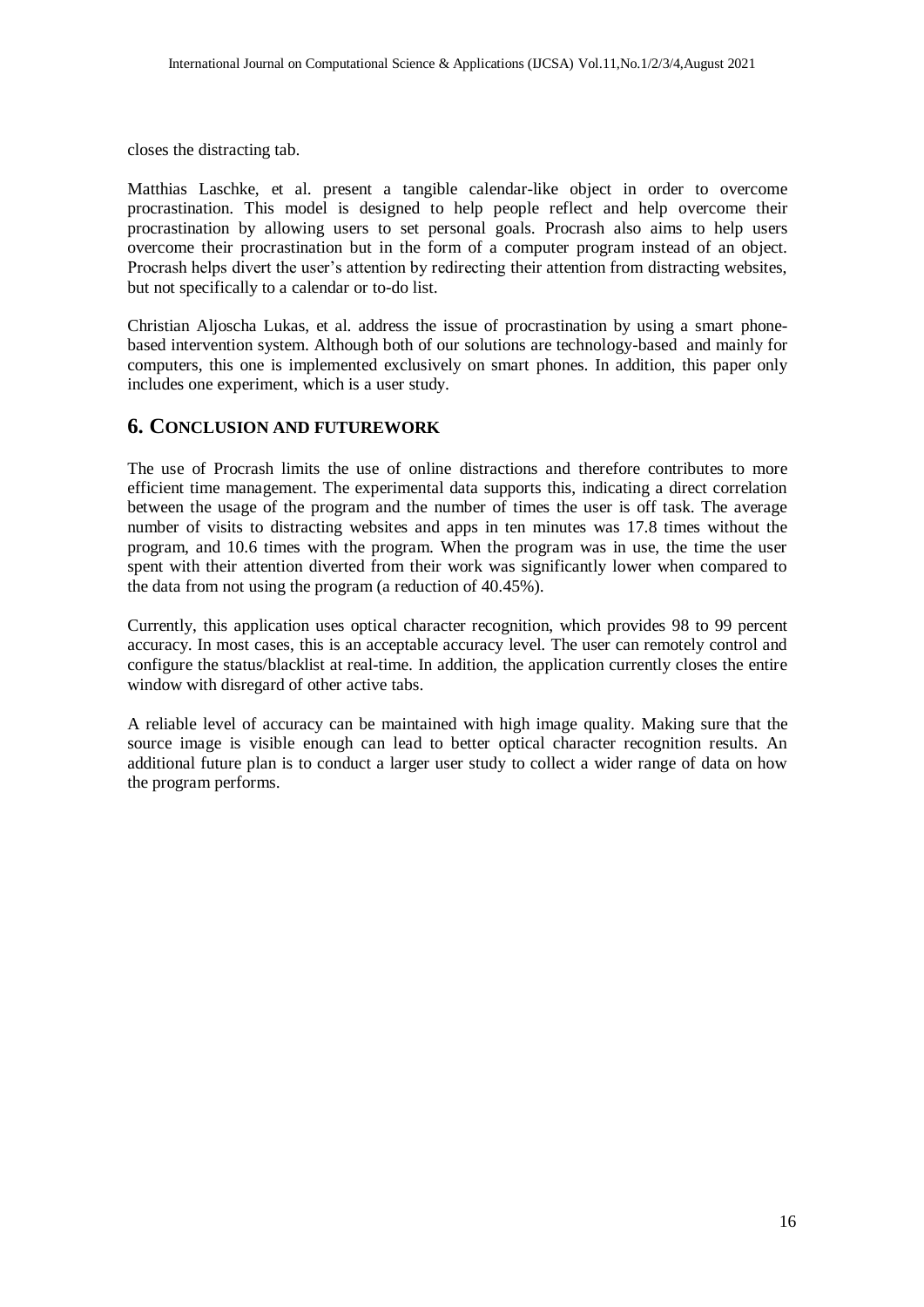closes the distracting tab.

Matthias Laschke, et al. present a tangible calendar-like object in order to overcome procrastination. This model is designed to help people reflect and help overcome their procrastination by allowing users to set personal goals. Procrash also aims to help users overcome their procrastination but in the form of a computer program instead of an object. Procrash helps divert the user's attention by redirecting their attention from distracting websites, but not specifically to a calendar or to-do list.

Christian Aljoscha Lukas, et al. address the issue of procrastination by using a smart phone-based intervention system. Although both of our solutions are technology-based and mainly for computers, this one is implemented exclusively on smart phones. In addition, this paper only includes one experiment, which is a user study.

## 6. CONCLUSION AND FUTUREWORK

The use of Procrash limits the use of online distractions and therefore contributes to more efficient time management. The experimental data supports this, indicating a direct correlation between the usage of the program and the number of times the user is off task. The average number of visits to distracting websites and apps in ten minutes was 17.8 times without the program, and 10.6 times with the program. When the program was in use, the time the user spent with their attention diverted from their work was significantly lower when compared to the data from not using the program (a reduction of 40.45%).

Currently, this application uses optical character recognition, which provides 98 to 99 percent accuracy. In most cases, this is an acceptable accuracy level. The user can remotely control and configure the status/blacklist at real-time. In addition, the application currently closes the entire window with disregard of other active tabs.

A reliable level of accuracy can be maintained with high image quality. Making sure that the source image is visible enough can lead to better optical character recognition results. An additional future plan is to conduct a larger user study to collect a wider range of data on how the program performs.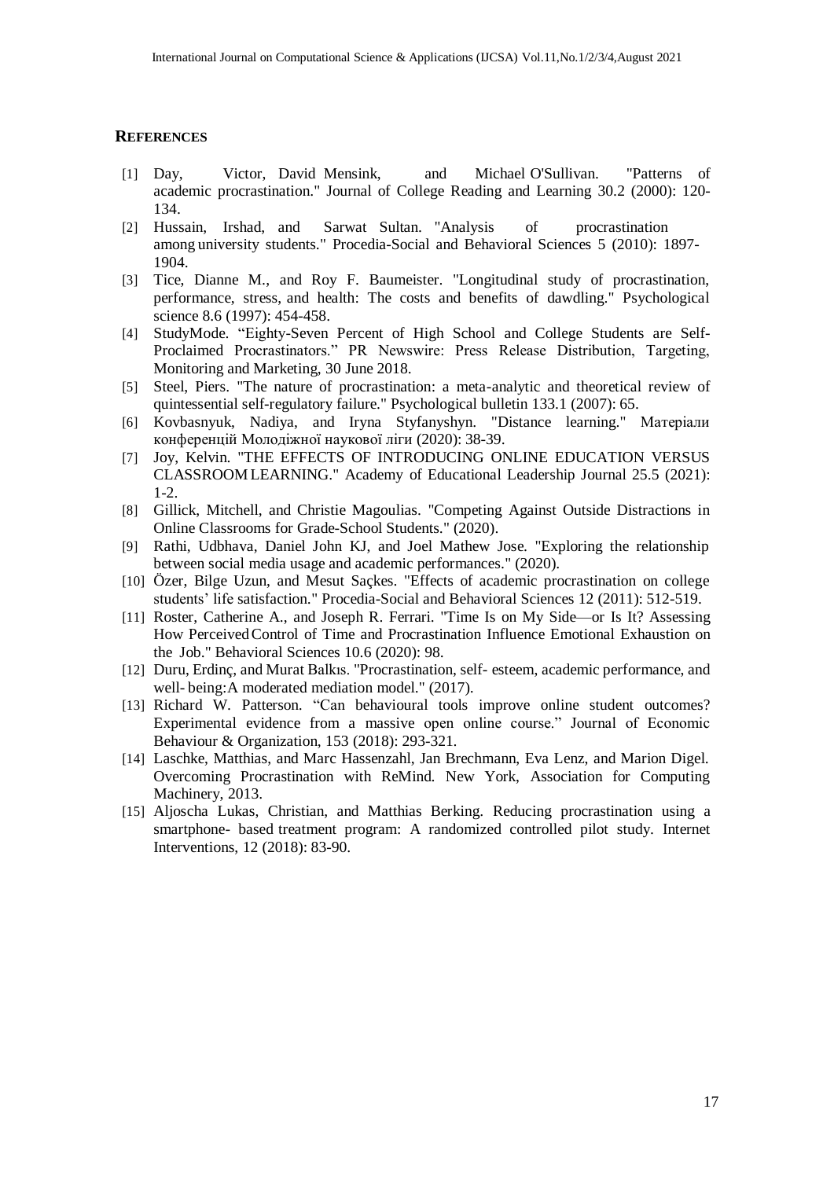## REFERENCES

[1] Day, Victor, David Mensink, and Michael O'Sullivan. "Patterns of academic procrastination." Journal of College Reading and Learning 30.2 (2000): 120-134.

[2] Hussain, Irshad, and Sarwat Sultan. "Analysis of procrastination among university students." Procedia-Social and Behavioral Sciences 5 (2010): 1897-1904.

[3] Tice, Dianne M., and Roy F. Baumeister. "Longitudinal study of procrastination, performance, stress, and health: The costs and benefits of dawdling." Psychological science 8.6 (1997): 454-458.

[4] StudyMode. "Eighty-Seven Percent of High School and College Students are Self-Proclaimed Procrastinators." PR Newswire: Press Release Distribution, Targeting, Monitoring and Marketing, 30 June 2018.

[5] Steel, Piers. "The nature of procrastination: a meta-analytic and theoretical review of quintessential self-regulatory failure." Psychological bulletin 133.1 (2007): 65.

[6] Kovbasnyuk, Nadiya, and Iryna Styfanyshyn. "Distance learning." Матеріали конференцій Молодіжної наукової ліги (2020): 38-39.

[7] Joy, Kelvin. "THE EFFECTS OF INTRODUCING ONLINE EDUCATION VERSUS CLASSROOM LEARNING." Academy of Educational Leadership Journal 25.5 (2021): 1-2.

[8] Gillick, Mitchell, and Christie Magoulias. "Competing Against Outside Distractions in Online Classrooms for Grade-School Students." (2020).

[9] Rathi, Udbhava, Daniel John KJ, and Joel Mathew Jose. "Exploring the relationship between social media usage and academic performances." (2020).

[10] Özer, Bilge Uzun, and Mesut Saçkes. "Effects of academic procrastination on college students' life satisfaction." Procedia-Social and Behavioral Sciences 12 (2011): 512-519.

[11] Roster, Catherine A., and Joseph R. Ferrari. "Time Is on My Side—or Is It? Assessing How Perceived Control of Time and Procrastination Influence Emotional Exhaustion on the Job." Behavioral Sciences 10.6 (2020): 98.

[12] Duru, Erdinç, and Murat Balkıs. "Procrastination, self- esteem, academic performance, and well- being:A moderated mediation model." (2017).

[13] Richard W. Patterson. "Can behavioural tools improve online student outcomes? Experimental evidence from a massive open online course." Journal of Economic Behaviour & Organization, 153 (2018): 293-321.

[14] Laschke, Matthias, and Marc Hassenzahl, Jan Brechmann, Eva Lenz, and Marion Digel. Overcoming Procrastination with ReMind. New York, Association for Computing Machinery, 2013.

[15] Aljoscha Lukas, Christian, and Matthias Berking. Reducing procrastination using a smartphone- based treatment program: A randomized controlled pilot study. Internet Interventions, 12 (2018): 83-90.